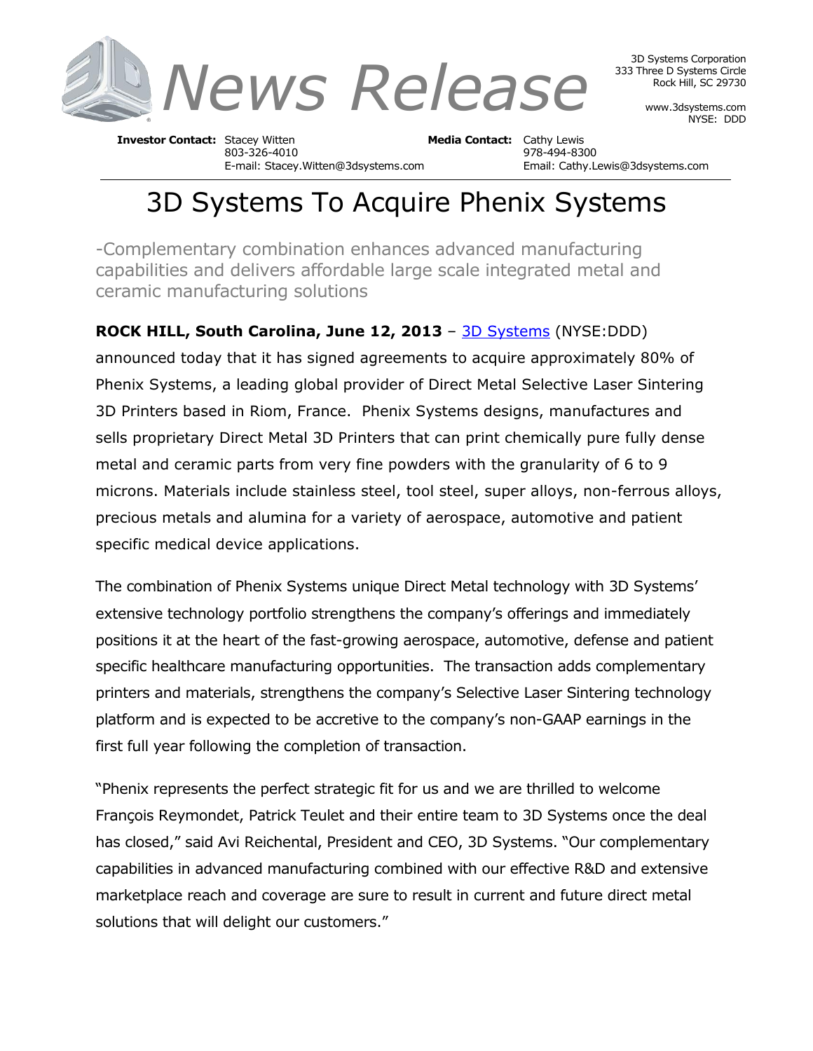News Release

3D Systems Corporation
333 Three D Systems Circle
Rock Hill, SC 29730

www.3dsystems.com
NYSE: DDD

**Investor Contact:** Stacey Witten
803-326-4010
E-mail: Stacey.Witten@3dsystems.com

**Media Contact:** Cathy Lewis
978-494-8300
Email: Cathy.Lewis@3dsystems.com

# 3D Systems To Acquire Phenix Systems

-Complementary combination enhances advanced manufacturing capabilities and delivers affordable large scale integrated metal and ceramic manufacturing solutions

**ROCK HILL, South Carolina, June 12, 2013** – 3D Systems (NYSE:DDD) announced today that it has signed agreements to acquire approximately 80% of Phenix Systems, a leading global provider of Direct Metal Selective Laser Sintering 3D Printers based in Riom, France. Phenix Systems designs, manufactures and sells proprietary Direct Metal 3D Printers that can print chemically pure fully dense metal and ceramic parts from very fine powders with the granularity of 6 to 9 microns. Materials include stainless steel, tool steel, super alloys, non-ferrous alloys, precious metals and alumina for a variety of aerospace, automotive and patient specific medical device applications.

The combination of Phenix Systems unique Direct Metal technology with 3D Systems' extensive technology portfolio strengthens the company's offerings and immediately positions it at the heart of the fast-growing aerospace, automotive, defense and patient specific healthcare manufacturing opportunities. The transaction adds complementary printers and materials, strengthens the company's Selective Laser Sintering technology platform and is expected to be accretive to the company's non-GAAP earnings in the first full year following the completion of transaction.

"Phenix represents the perfect strategic fit for us and we are thrilled to welcome François Reymondet, Patrick Teulet and their entire team to 3D Systems once the deal has closed," said Avi Reichental, President and CEO, 3D Systems. "Our complementary capabilities in advanced manufacturing combined with our effective R&D and extensive marketplace reach and coverage are sure to result in current and future direct metal solutions that will delight our customers."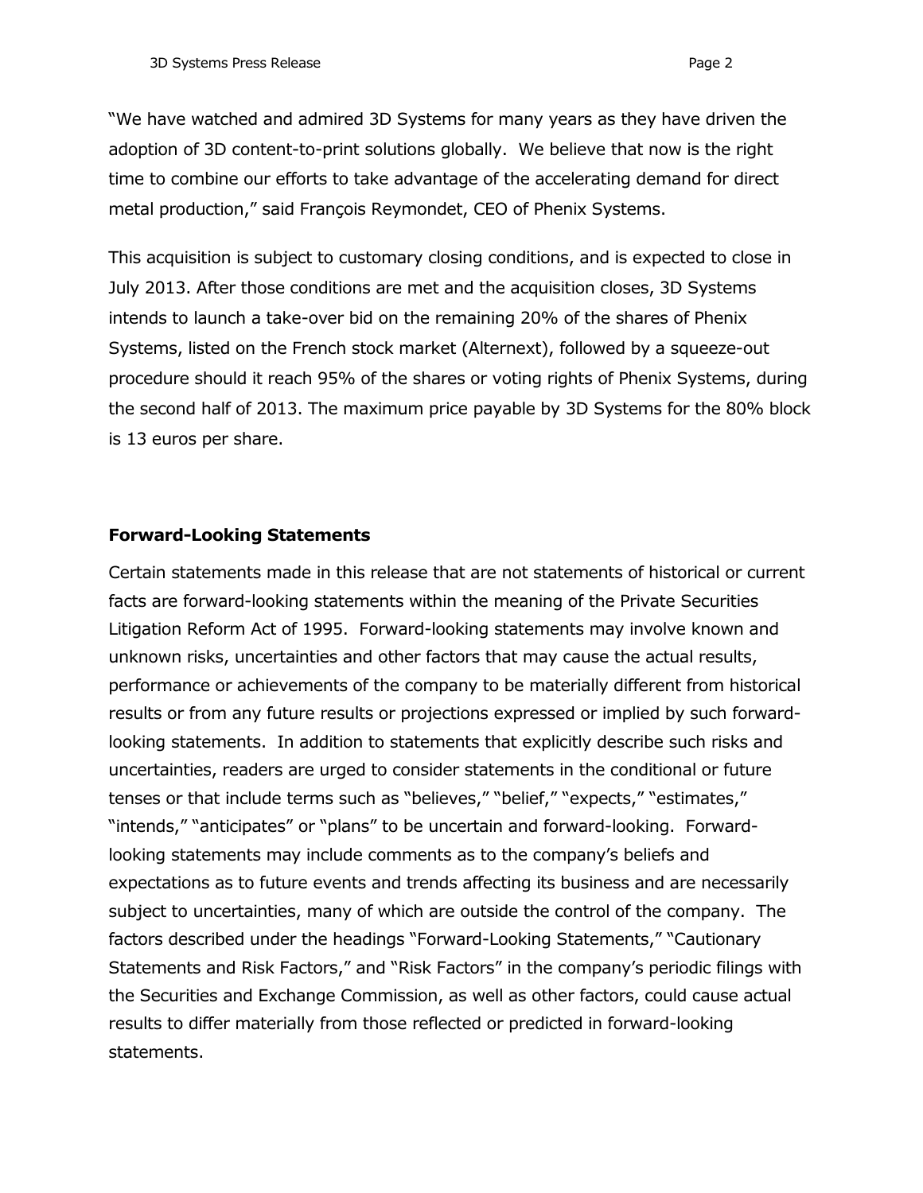"We have watched and admired 3D Systems for many years as they have driven the adoption of 3D content-to-print solutions globally. We believe that now is the right time to combine our efforts to take advantage of the accelerating demand for direct metal production," said François Reymondet, CEO of Phenix Systems.

This acquisition is subject to customary closing conditions, and is expected to close in July 2013. After those conditions are met and the acquisition closes, 3D Systems intends to launch a take-over bid on the remaining 20% of the shares of Phenix Systems, listed on the French stock market (Alternext), followed by a squeeze-out procedure should it reach 95% of the shares or voting rights of Phenix Systems, during the second half of 2013. The maximum price payable by 3D Systems for the 80% block is 13 euros per share.

**Forward-Looking Statements**

Certain statements made in this release that are not statements of historical or current facts are forward-looking statements within the meaning of the Private Securities Litigation Reform Act of 1995. Forward-looking statements may involve known and unknown risks, uncertainties and other factors that may cause the actual results, performance or achievements of the company to be materially different from historical results or from any future results or projections expressed or implied by such forward-looking statements. In addition to statements that explicitly describe such risks and uncertainties, readers are urged to consider statements in the conditional or future tenses or that include terms such as "believes," "belief," "expects," "estimates," "intends," "anticipates" or "plans" to be uncertain and forward-looking. Forward-looking statements may include comments as to the company's beliefs and expectations as to future events and trends affecting its business and are necessarily subject to uncertainties, many of which are outside the control of the company. The factors described under the headings "Forward-Looking Statements," "Cautionary Statements and Risk Factors," and "Risk Factors" in the company's periodic filings with the Securities and Exchange Commission, as well as other factors, could cause actual results to differ materially from those reflected or predicted in forward-looking statements.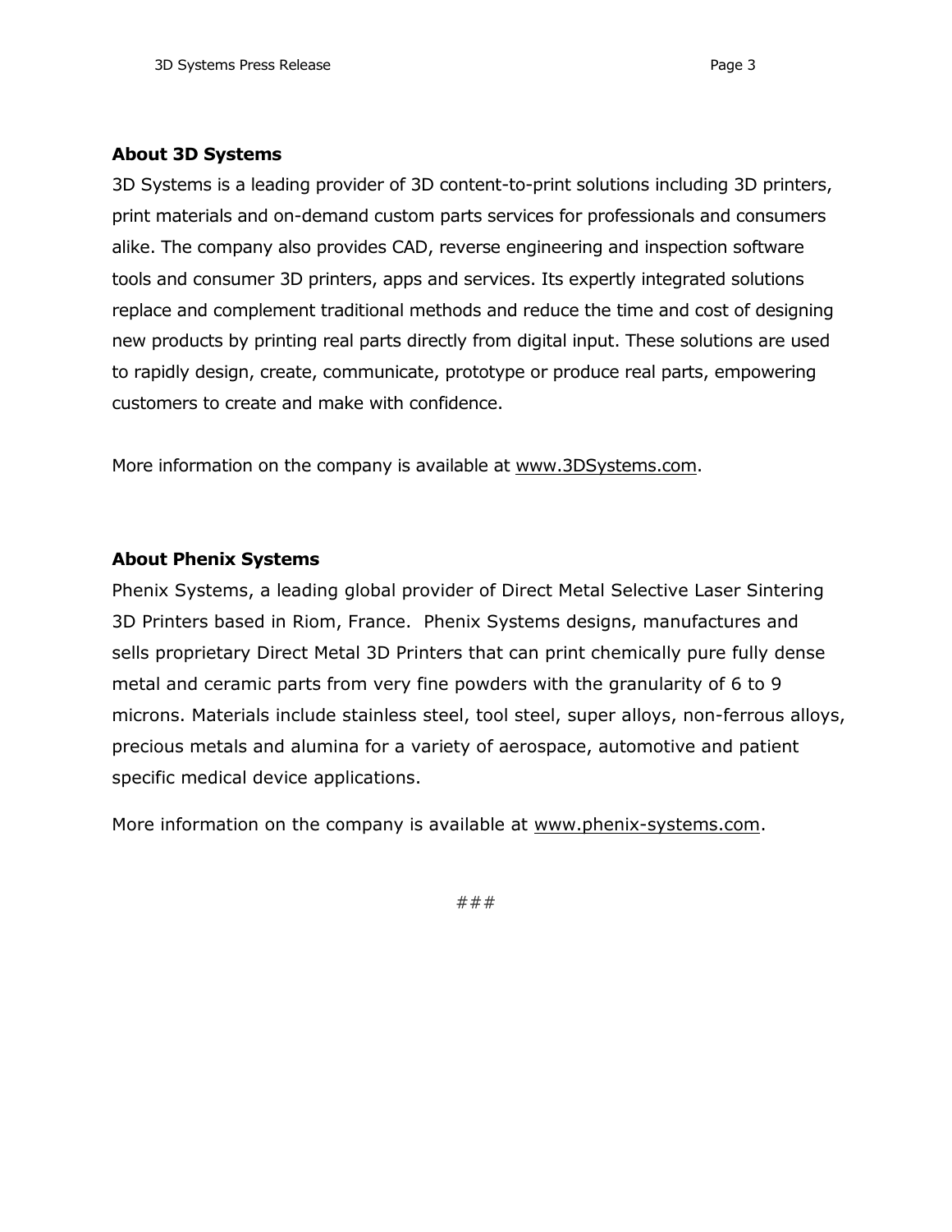**About 3D Systems**

3D Systems is a leading provider of 3D content-to-print solutions including 3D printers, print materials and on-demand custom parts services for professionals and consumers alike. The company also provides CAD, reverse engineering and inspection software tools and consumer 3D printers, apps and services. Its expertly integrated solutions replace and complement traditional methods and reduce the time and cost of designing new products by printing real parts directly from digital input. These solutions are used to rapidly design, create, communicate, prototype or produce real parts, empowering customers to create and make with confidence.

More information on the company is available at www.3DSystems.com.

**About Phenix Systems**

Phenix Systems, a leading global provider of Direct Metal Selective Laser Sintering 3D Printers based in Riom, France. Phenix Systems designs, manufactures and sells proprietary Direct Metal 3D Printers that can print chemically pure fully dense metal and ceramic parts from very fine powders with the granularity of 6 to 9 microns. Materials include stainless steel, tool steel, super alloys, non-ferrous alloys, precious metals and alumina for a variety of aerospace, automotive and patient specific medical device applications.

More information on the company is available at www.phenix-systems.com.

###